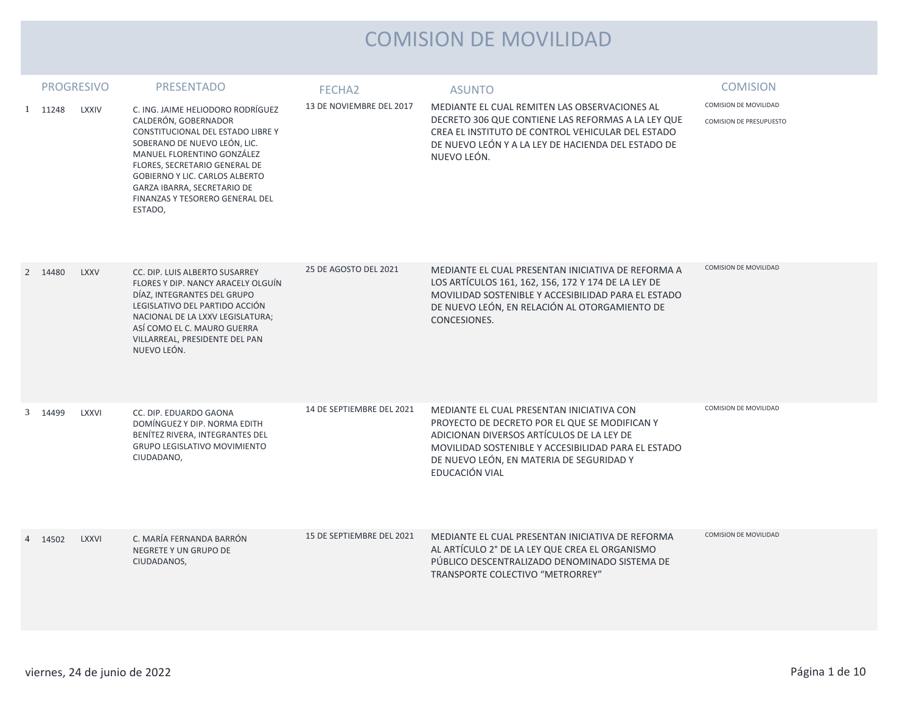# COMISION DE MOVILIDAD

| | PROGRESIVO | | PRESENTADO | FECHA2 | ASUNTO | COMISION |
|---|---|---|---|---|---|---|
| 1 | 11248 | LXXIV | C. ING. JAIME HELIODORO RODRÍGUEZ CALDERÓN, GOBERNADOR CONSTITUCIONAL DEL ESTADO LIBRE Y SOBERANO DE NUEVO LEÓN, LIC. MANUEL FLORENTINO GONZÁLEZ FLORES, SECRETARIO GENERAL DE GOBIERNO Y LIC. CARLOS ALBERTO GARZA IBARRA, SECRETARIO DE FINANZAS Y TESORERO GENERAL DEL ESTADO, | 13 DE NOVIEMBRE DEL 2017 | MEDIANTE EL CUAL REMITEN LAS OBSERVACIONES AL DECRETO 306 QUE CONTIENE LAS REFORMAS A LA LEY QUE CREA EL INSTITUTO DE CONTROL VEHICULAR DEL ESTADO DE NUEVO LEÓN Y A LA LEY DE HACIENDA DEL ESTADO DE NUEVO LEÓN. | COMISION DE MOVILIDAD<br>COMISION DE PRESUPUESTO |
| 2 | 14480 | LXXV | CC. DIP. LUIS ALBERTO SUSARREY FLORES Y DIP. NANCY ARACELY OLGUÍN DÍAZ, INTEGRANTES DEL GRUPO LEGISLATIVO DEL PARTIDO ACCIÓN NACIONAL DE LA LXXV LEGISLATURA; ASÍ COMO EL C. MAURO GUERRA VILLARREAL, PRESIDENTE DEL PAN NUEVO LEÓN. | 25 DE AGOSTO DEL 2021 | MEDIANTE EL CUAL PRESENTAN INICIATIVA DE REFORMA A LOS ARTÍCULOS 161, 162, 156, 172 Y 174 DE LA LEY DE MOVILIDAD SOSTENIBLE Y ACCESIBILIDAD PARA EL ESTADO DE NUEVO LEÓN, EN RELACIÓN AL OTORGAMIENTO DE CONCESIONES. | COMISION DE MOVILIDAD |
| 3 | 14499 | LXXVI | CC. DIP. EDUARDO GAONA DOMÍNGUEZ Y DIP. NORMA EDITH BENÍTEZ RIVERA, INTEGRANTES DEL GRUPO LEGISLATIVO MOVIMIENTO CIUDADANO, | 14 DE SEPTIEMBRE DEL 2021 | MEDIANTE EL CUAL PRESENTAN INICIATIVA CON PROYECTO DE DECRETO POR EL QUE SE MODIFICAN Y ADICIONAN DIVERSOS ARTÍCULOS DE LA LEY DE MOVILIDAD SOSTENIBLE Y ACCESIBILIDAD PARA EL ESTADO DE NUEVO LEÓN, EN MATERIA DE SEGURIDAD Y EDUCACIÓN VIAL | COMISION DE MOVILIDAD |
| 4 | 14502 | LXXVI | C. MARÍA FERNANDA BARRÓN NEGRETE Y UN GRUPO DE CIUDADANOS, | 15 DE SEPTIEMBRE DEL 2021 | MEDIANTE EL CUAL PRESENTAN INICIATIVA DE REFORMA AL ARTÍCULO 2° DE LA LEY QUE CREA EL ORGANISMO PÚBLICO DESCENTRALIZADO DENOMINADO SISTEMA DE TRANSPORTE COLECTIVO "METRORREY" | COMISION DE MOVILIDAD |

viernes, 24 de junio de 2022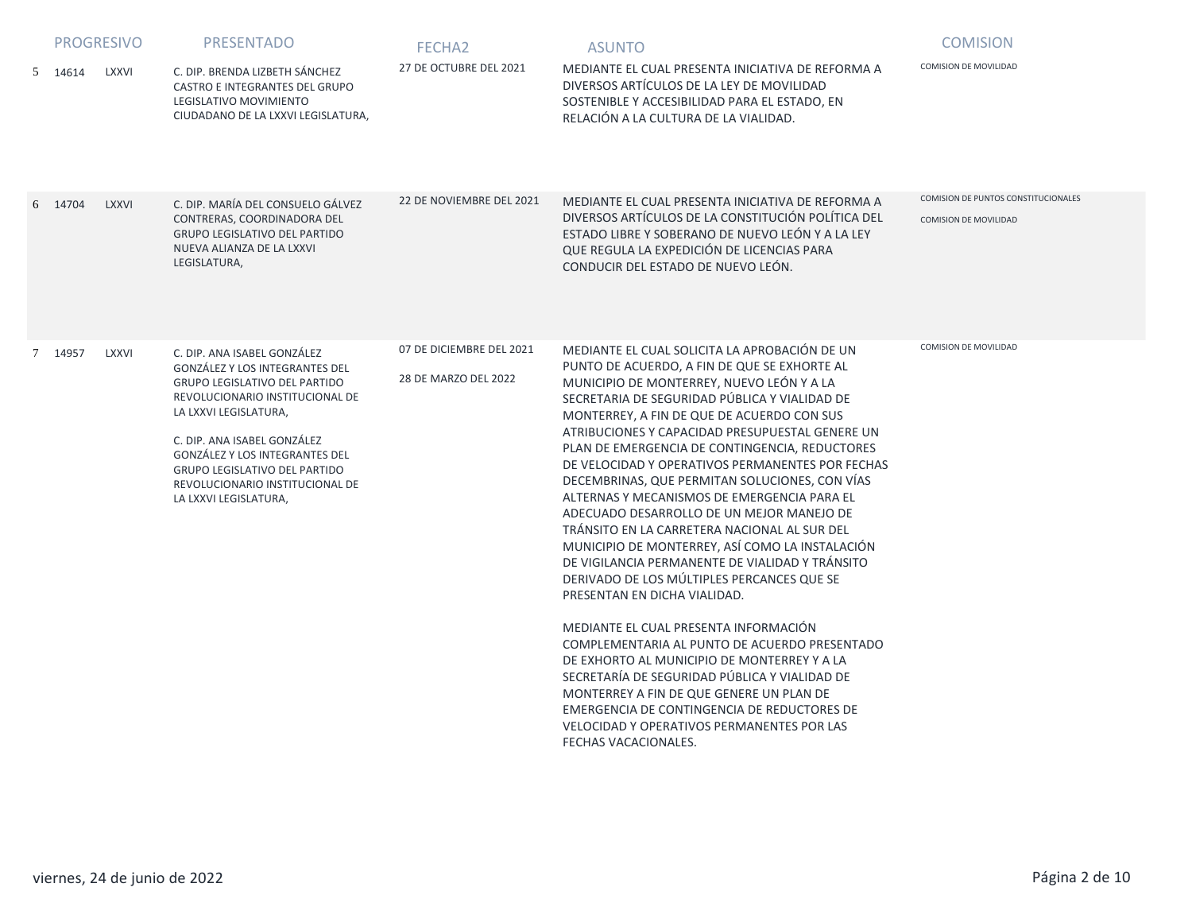| | PROGRESIVO | | PRESENTADO | FECHA2 | ASUNTO | COMISION |
|---|---|---|---|---|---|---|
| 5 | 14614 | LXXVI | C. DIP. BRENDA LIZBETH SÁNCHEZ CASTRO E INTEGRANTES DEL GRUPO LEGISLATIVO MOVIMIENTO CIUDADANO DE LA LXXVI LEGISLATURA, | 27 DE OCTUBRE DEL 2021 | MEDIANTE EL CUAL PRESENTA INICIATIVA DE REFORMA A DIVERSOS ARTÍCULOS DE LA LEY DE MOVILIDAD SOSTENIBLE Y ACCESIBILIDAD PARA EL ESTADO, EN RELACIÓN A LA CULTURA DE LA VIALIDAD. | COMISION DE MOVILIDAD |
| 6 | 14704 | LXXVI | C. DIP. MARÍA DEL CONSUELO GÁLVEZ CONTRERAS, COORDINADORA DEL GRUPO LEGISLATIVO DEL PARTIDO NUEVA ALIANZA DE LA LXXVI LEGISLATURA, | 22 DE NOVIEMBRE DEL 2021 | MEDIANTE EL CUAL PRESENTA INICIATIVA DE REFORMA A DIVERSOS ARTÍCULOS DE LA CONSTITUCIÓN POLÍTICA DEL ESTADO LIBRE Y SOBERANO DE NUEVO LEÓN Y A LA LEY QUE REGULA LA EXPEDICIÓN DE LICENCIAS PARA CONDUCIR DEL ESTADO DE NUEVO LEÓN. | COMISION DE PUNTOS CONSTITUCIONALES<br>COMISION DE MOVILIDAD |
| 7 | 14957 | LXXVI | C. DIP. ANA ISABEL GONZÁLEZ GONZÁLEZ Y LOS INTEGRANTES DEL GRUPO LEGISLATIVO DEL PARTIDO REVOLUCIONARIO INSTITUCIONAL DE LA LXXVI LEGISLATURA,<br><br>C. DIP. ANA ISABEL GONZÁLEZ GONZÁLEZ Y LOS INTEGRANTES DEL GRUPO LEGISLATIVO DEL PARTIDO REVOLUCIONARIO INSTITUCIONAL DE LA LXXVI LEGISLATURA, | 07 DE DICIEMBRE DEL 2021<br><br>28 DE MARZO DEL 2022 | MEDIANTE EL CUAL SOLICITA LA APROBACIÓN DE UN PUNTO DE ACUERDO, A FIN DE QUE SE EXHORTE AL MUNICIPIO DE MONTERREY, NUEVO LEÓN Y A LA SECRETARIA DE SEGURIDAD PÚBLICA Y VIALIDAD DE MONTERREY, A FIN DE QUE DE ACUERDO CON SUS ATRIBUCIONES Y CAPACIDAD PRESUPUESTAL GENERE UN PLAN DE EMERGENCIA DE CONTINGENCIA, REDUCTORES DE VELOCIDAD Y OPERATIVOS PERMANENTES POR FECHAS DECEMBRINAS, QUE PERMITAN SOLUCIONES, CON VÍAS ALTERNAS Y MECANISMOS DE EMERGENCIA PARA EL ADECUADO DESARROLLO DE UN MEJOR MANEJO DE TRÁNSITO EN LA CARRETERA NACIONAL AL SUR DEL MUNICIPIO DE MONTERREY, ASÍ COMO LA INSTALACIÓN DE VIGILANCIA PERMANENTE DE VIALIDAD Y TRÁNSITO DERIVADO DE LOS MÚLTIPLES PERCANCES QUE SE PRESENTAN EN DICHA VIALIDAD.<br><br>MEDIANTE EL CUAL PRESENTA INFORMACIÓN COMPLEMENTARIA AL PUNTO DE ACUERDO PRESENTADO DE EXHORTO AL MUNICIPIO DE MONTERREY Y A LA SECRETARÍA DE SEGURIDAD PÚBLICA Y VIALIDAD DE MONTERREY A FIN DE QUE GENERE UN PLAN DE EMERGENCIA DE CONTINGENCIA DE REDUCTORES DE VELOCIDAD Y OPERATIVOS PERMANENTES POR LAS FECHAS VACACIONALES. | COMISION DE MOVILIDAD |

viernes, 24 de junio de 2022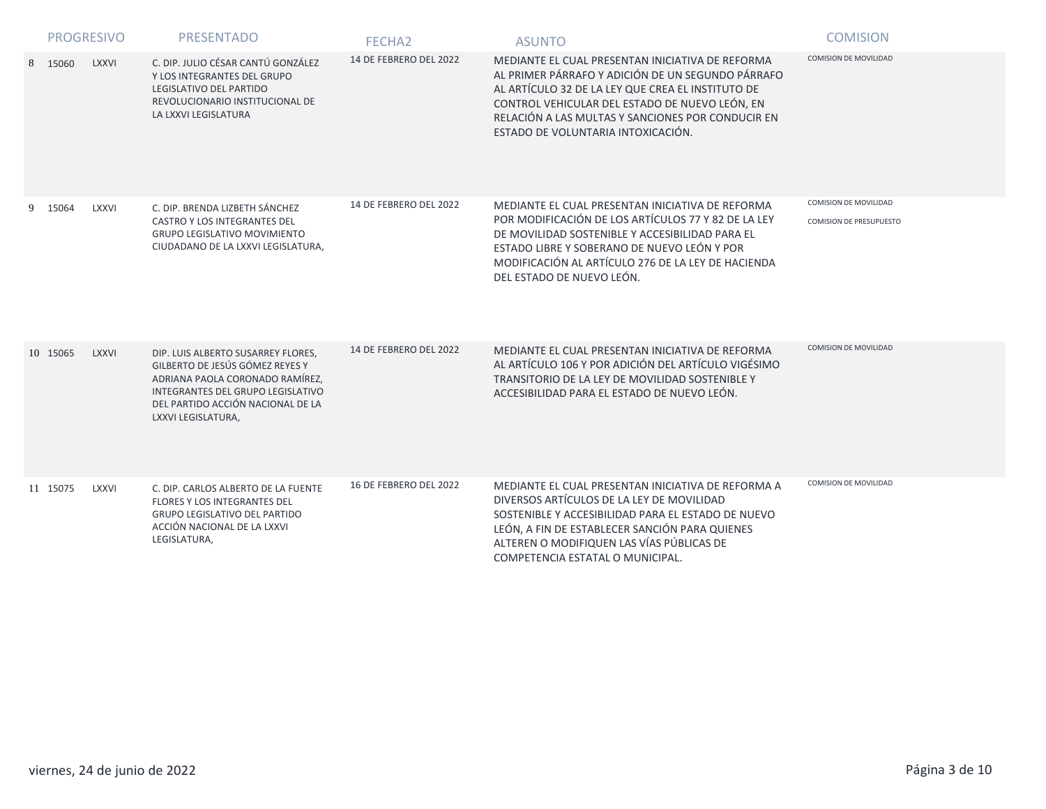| | PROGRESIVO | | PRESENTADO | FECHA2 | ASUNTO | COMISION |
|---|---|---|---|---|---|---|
| 8 | 15060 | LXXVI | C. DIP. JULIO CÉSAR CANTÚ GONZÁLEZ Y LOS INTEGRANTES DEL GRUPO LEGISLATIVO DEL PARTIDO REVOLUCIONARIO INSTITUCIONAL DE LA LXXVI LEGISLATURA | 14 DE FEBRERO DEL 2022 | MEDIANTE EL CUAL PRESENTAN INICIATIVA DE REFORMA AL PRIMER PÁRRAFO Y ADICIÓN DE UN SEGUNDO PÁRRAFO AL ARTÍCULO 32 DE LA LEY QUE CREA EL INSTITUTO DE CONTROL VEHICULAR DEL ESTADO DE NUEVO LEÓN, EN RELACIÓN A LAS MULTAS Y SANCIONES POR CONDUCIR EN ESTADO DE VOLUNTARIA INTOXICACIÓN. | COMISION DE MOVILIDAD |
| 9 | 15064 | LXXVI | C. DIP. BRENDA LIZBETH SÁNCHEZ CASTRO Y LOS INTEGRANTES DEL GRUPO LEGISLATIVO MOVIMIENTO CIUDADANO DE LA LXXVI LEGISLATURA, | 14 DE FEBRERO DEL 2022 | MEDIANTE EL CUAL PRESENTAN INICIATIVA DE REFORMA POR MODIFICACIÓN DE LOS ARTÍCULOS 77 Y 82 DE LA LEY DE MOVILIDAD SOSTENIBLE Y ACCESIBILIDAD PARA EL ESTADO LIBRE Y SOBERANO DE NUEVO LEÓN Y POR MODIFICACIÓN AL ARTÍCULO 276 DE LA LEY DE HACIENDA DEL ESTADO DE NUEVO LEÓN. | COMISION DE MOVILIDAD<br>COMISION DE PRESUPUESTO |
| 10 | 15065 | LXXVI | DIP. LUIS ALBERTO SUSARREY FLORES, GILBERTO DE JESÚS GÓMEZ REYES Y ADRIANA PAOLA CORONADO RAMÍREZ, INTEGRANTES DEL GRUPO LEGISLATIVO DEL PARTIDO ACCIÓN NACIONAL DE LA LXXVI LEGISLATURA, | 14 DE FEBRERO DEL 2022 | MEDIANTE EL CUAL PRESENTAN INICIATIVA DE REFORMA AL ARTÍCULO 106 Y POR ADICIÓN DEL ARTÍCULO VIGÉSIMO TRANSITORIO DE LA LEY DE MOVILIDAD SOSTENIBLE Y ACCESIBILIDAD PARA EL ESTADO DE NUEVO LEÓN. | COMISION DE MOVILIDAD |
| 11 | 15075 | LXXVI | C. DIP. CARLOS ALBERTO DE LA FUENTE FLORES Y LOS INTEGRANTES DEL GRUPO LEGISLATIVO DEL PARTIDO ACCIÓN NACIONAL DE LA LXXVI LEGISLATURA, | 16 DE FEBRERO DEL 2022 | MEDIANTE EL CUAL PRESENTAN INICIATIVA DE REFORMA A DIVERSOS ARTÍCULOS DE LA LEY DE MOVILIDAD SOSTENIBLE Y ACCESIBILIDAD PARA EL ESTADO DE NUEVO LEÓN, A FIN DE ESTABLECER SANCIÓN PARA QUIENES ALTEREN O MODIFIQUEN LAS VÍAS PÚBLICAS DE COMPETENCIA ESTATAL O MUNICIPAL. | COMISION DE MOVILIDAD |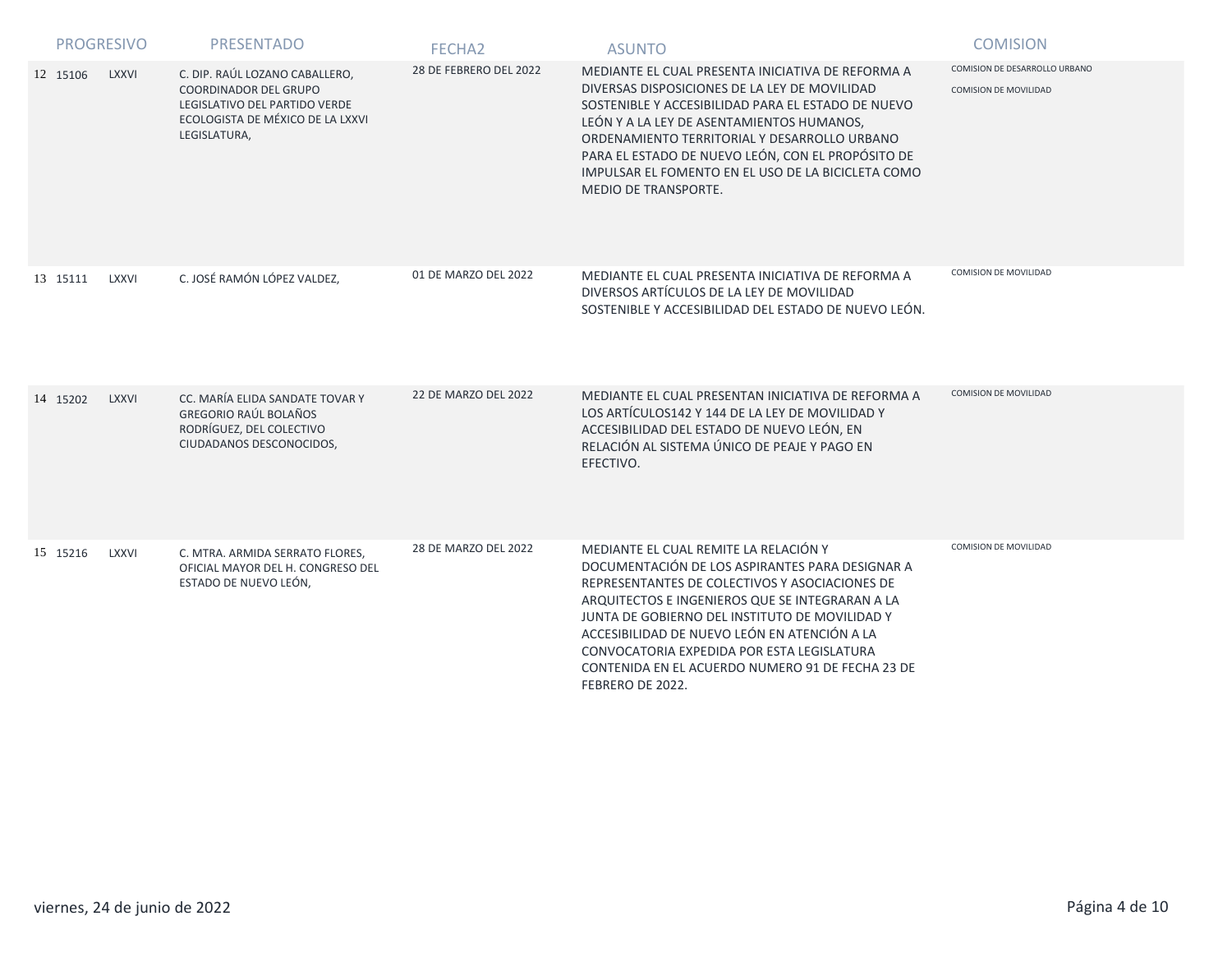| PROGRESIVO | | | PRESENTADO | FECHA2 | ASUNTO | COMISION |
|---|---|---|---|---|---|---|
| 12 | 15106 | LXXVI | C. DIP. RAÚL LOZANO CABALLERO, COORDINADOR DEL GRUPO LEGISLATIVO DEL PARTIDO VERDE ECOLOGISTA DE MÉXICO DE LA LXXVI LEGISLATURA, | 28 DE FEBRERO DEL 2022 | MEDIANTE EL CUAL PRESENTA INICIATIVA DE REFORMA A DIVERSAS DISPOSICIONES DE LA LEY DE MOVILIDAD SOSTENIBLE Y ACCESIBILIDAD PARA EL ESTADO DE NUEVO LEÓN Y A LA LEY DE ASENTAMIENTOS HUMANOS, ORDENAMIENTO TERRITORIAL Y DESARROLLO URBANO PARA EL ESTADO DE NUEVO LEÓN, CON EL PROPÓSITO DE IMPULSAR EL FOMENTO EN EL USO DE LA BICICLETA COMO MEDIO DE TRANSPORTE. | COMISION DE DESARROLLO URBANO<br>COMISION DE MOVILIDAD |
| 13 | 15111 | LXXVI | C. JOSÉ RAMÓN LÓPEZ VALDEZ, | 01 DE MARZO DEL 2022 | MEDIANTE EL CUAL PRESENTA INICIATIVA DE REFORMA A DIVERSOS ARTÍCULOS DE LA LEY DE MOVILIDAD SOSTENIBLE Y ACCESIBILIDAD DEL ESTADO DE NUEVO LEÓN. | COMISION DE MOVILIDAD |
| 14 | 15202 | LXXVI | CC. MARÍA ELIDA SANDATE TOVAR Y GREGORIO RAÚL BOLAÑOS RODRÍGUEZ, DEL COLECTIVO CIUDADANOS DESCONOCIDOS, | 22 DE MARZO DEL 2022 | MEDIANTE EL CUAL PRESENTAN INICIATIVA DE REFORMA A LOS ARTÍCULOS142 Y 144 DE LA LEY DE MOVILIDAD Y ACCESIBILIDAD DEL ESTADO DE NUEVO LEÓN, EN RELACIÓN AL SISTEMA ÚNICO DE PEAJE Y PAGO EN EFECTIVO. | COMISION DE MOVILIDAD |
| 15 | 15216 | LXXVI | C. MTRA. ARMIDA SERRATO FLORES, OFICIAL MAYOR DEL H. CONGRESO DEL ESTADO DE NUEVO LEÓN, | 28 DE MARZO DEL 2022 | MEDIANTE EL CUAL REMITE LA RELACIÓN Y DOCUMENTACIÓN DE LOS ASPIRANTES PARA DESIGNAR A REPRESENTANTES DE COLECTIVOS Y ASOCIACIONES DE ARQUITECTOS E INGENIEROS QUE SE INTEGRARAN A LA JUNTA DE GOBIERNO DEL INSTITUTO DE MOVILIDAD Y ACCESIBILIDAD DE NUEVO LEÓN EN ATENCIÓN A LA CONVOCATORIA EXPEDIDA POR ESTA LEGISLATURA CONTENIDA EN EL ACUERDO NUMERO 91 DE FECHA 23 DE FEBRERO DE 2022. | COMISION DE MOVILIDAD |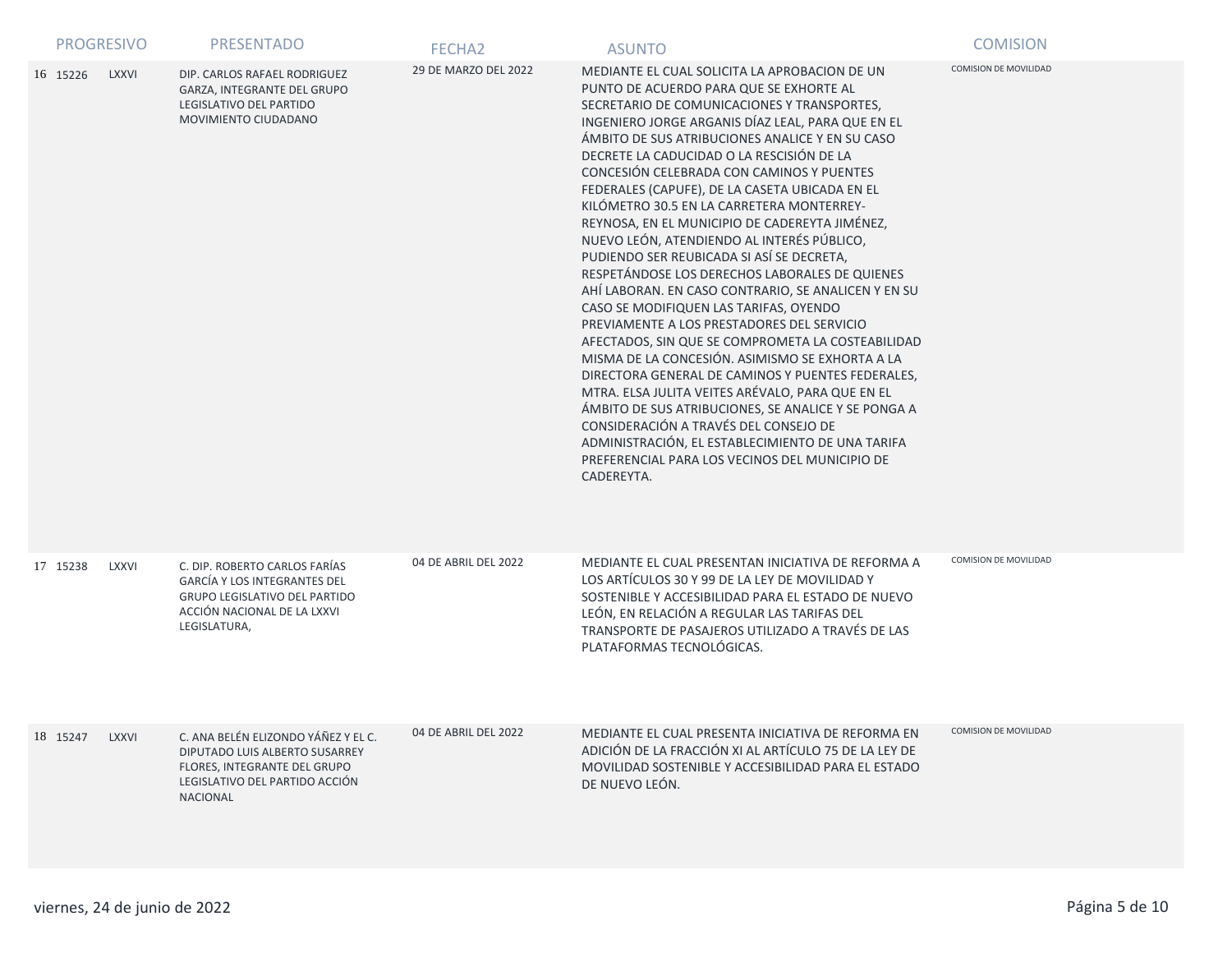| PROGRESIVO | | | PRESENTADO | FECHA2 | ASUNTO | COMISION |
|---|---|---|---|---|---|---|
| 16 | 15226 | LXXVI | DIP. CARLOS RAFAEL RODRIGUEZ GARZA, INTEGRANTE DEL GRUPO LEGISLATIVO DEL PARTIDO MOVIMIENTO CIUDADANO | 29 DE MARZO DEL 2022 | MEDIANTE EL CUAL SOLICITA LA APROBACION DE UN PUNTO DE ACUERDO PARA QUE SE EXHORTE AL SECRETARIO DE COMUNICACIONES Y TRANSPORTES, INGENIERO JORGE ARGANIS DÍAZ LEAL, PARA QUE EN EL ÁMBITO DE SUS ATRIBUCIONES ANALICE Y EN SU CASO DECRETE LA CADUCIDAD O LA RESCISIÓN DE LA CONCESIÓN CELEBRADA CON CAMINOS Y PUENTES FEDERALES (CAPUFE), DE LA CASETA UBICADA EN EL KILÓMETRO 30.5 EN LA CARRETERA MONTERREY-REYNOSA, EN EL MUNICIPIO DE CADEREYTA JIMÉNEZ, NUEVO LEÓN, ATENDIENDO AL INTERÉS PÚBLICO, PUDIENDO SER REUBICADA SI ASÍ SE DECRETA, RESPETÁNDOSE LOS DERECHOS LABORALES DE QUIENES AHÍ LABORAN. EN CASO CONTRARIO, SE ANALICEN Y EN SU CASO SE MODIFIQUEN LAS TARIFAS, OYENDO PREVIAMENTE A LOS PRESTADORES DEL SERVICIO AFECTADOS, SIN QUE SE COMPROMETA LA COSTEABILIDAD MISMA DE LA CONCESIÓN. ASIMISMO SE EXHORTA A LA DIRECTORA GENERAL DE CAMINOS Y PUENTES FEDERALES, MTRA. ELSA JULITA VEITES ARÉVALO, PARA QUE EN EL ÁMBITO DE SUS ATRIBUCIONES, SE ANALICE Y SE PONGA A CONSIDERACIÓN A TRAVÉS DEL CONSEJO DE ADMINISTRACIÓN, EL ESTABLECIMIENTO DE UNA TARIFA PREFERENCIAL PARA LOS VECINOS DEL MUNICIPIO DE CADEREYTA. | COMISION DE MOVILIDAD |
| 17 | 15238 | LXXVI | C. DIP. ROBERTO CARLOS FARÍAS GARCÍA Y LOS INTEGRANTES DEL GRUPO LEGISLATIVO DEL PARTIDO ACCIÓN NACIONAL DE LA LXXVI LEGISLATURA, | 04 DE ABRIL DEL 2022 | MEDIANTE EL CUAL PRESENTAN INICIATIVA DE REFORMA A LOS ARTÍCULOS 30 Y 99 DE LA LEY DE MOVILIDAD Y SOSTENIBLE Y ACCESIBILIDAD PARA EL ESTADO DE NUEVO LEÓN, EN RELACIÓN A REGULAR LAS TARIFAS DEL TRANSPORTE DE PASAJEROS UTILIZADO A TRAVÉS DE LAS PLATAFORMAS TECNOLÓGICAS. | COMISION DE MOVILIDAD |
| 18 | 15247 | LXXVI | C. ANA BELÉN ELIZONDO YÁÑEZ Y EL C. DIPUTADO LUIS ALBERTO SUSARREY FLORES, INTEGRANTE DEL GRUPO LEGISLATIVO DEL PARTIDO ACCIÓN NACIONAL | 04 DE ABRIL DEL 2022 | MEDIANTE EL CUAL PRESENTA INICIATIVA DE REFORMA EN ADICIÓN DE LA FRACCIÓN XI AL ARTÍCULO 75 DE LA LEY DE MOVILIDAD SOSTENIBLE Y ACCESIBILIDAD PARA EL ESTADO DE NUEVO LEÓN. | COMISION DE MOVILIDAD |

viernes, 24 de junio de 2022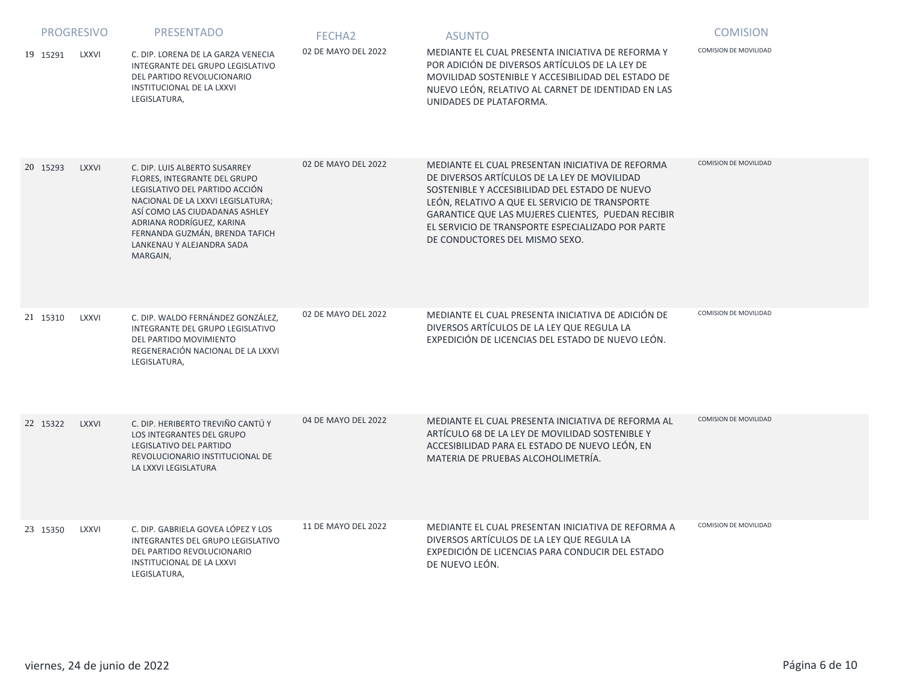| PROGRESIVO | | | PRESENTADO | FECHA2 | ASUNTO | COMISION |
|---|---|---|---|---|---|---|
| 19 | 15291 | LXXVI | C. DIP. LORENA DE LA GARZA VENECIA INTEGRANTE DEL GRUPO LEGISLATIVO DEL PARTIDO REVOLUCIONARIO INSTITUCIONAL DE LA LXXVI LEGISLATURA, | 02 DE MAYO DEL 2022 | MEDIANTE EL CUAL PRESENTA INICIATIVA DE REFORMA Y POR ADICIÓN DE DIVERSOS ARTÍCULOS DE LA LEY DE MOVILIDAD SOSTENIBLE Y ACCESIBILIDAD DEL ESTADO DE NUEVO LEÓN, RELATIVO AL CARNET DE IDENTIDAD EN LAS UNIDADES DE PLATAFORMA. | COMISION DE MOVILIDAD |
| 20 | 15293 | LXXVI | C. DIP. LUIS ALBERTO SUSARREY FLORES, INTEGRANTE DEL GRUPO LEGISLATIVO DEL PARTIDO ACCIÓN NACIONAL DE LA LXXVI LEGISLATURA; ASÍ COMO LAS CIUDADANAS ASHLEY ADRIANA RODRÍGUEZ, KARINA FERNANDA GUZMÁN, BRENDA TAFICH LANKENAU Y ALEJANDRA SADA MARGAIN, | 02 DE MAYO DEL 2022 | MEDIANTE EL CUAL PRESENTAN INICIATIVA DE REFORMA DE DIVERSOS ARTÍCULOS DE LA LEY DE MOVILIDAD SOSTENIBLE Y ACCESIBILIDAD DEL ESTADO DE NUEVO LEÓN, RELATIVO A QUE EL SERVICIO DE TRANSPORTE GARANTICE QUE LAS MUJERES CLIENTES, PUEDAN RECIBIR EL SERVICIO DE TRANSPORTE ESPECIALIZADO POR PARTE DE CONDUCTORES DEL MISMO SEXO. | COMISION DE MOVILIDAD |
| 21 | 15310 | LXXVI | C. DIP. WALDO FERNÁNDEZ GONZÁLEZ, INTEGRANTE DEL GRUPO LEGISLATIVO DEL PARTIDO MOVIMIENTO REGENERACIÓN NACIONAL DE LA LXXVI LEGISLATURA, | 02 DE MAYO DEL 2022 | MEDIANTE EL CUAL PRESENTA INICIATIVA DE ADICIÓN DE DIVERSOS ARTÍCULOS DE LA LEY QUE REGULA LA EXPEDICIÓN DE LICENCIAS DEL ESTADO DE NUEVO LEÓN. | COMISION DE MOVILIDAD |
| 22 | 15322 | LXXVI | C. DIP. HERIBERTO TREVIÑO CANTÚ Y LOS INTEGRANTES DEL GRUPO LEGISLATIVO DEL PARTIDO REVOLUCIONARIO INSTITUCIONAL DE LA LXXVI LEGISLATURA | 04 DE MAYO DEL 2022 | MEDIANTE EL CUAL PRESENTA INICIATIVA DE REFORMA AL ARTÍCULO 68 DE LA LEY DE MOVILIDAD SOSTENIBLE Y ACCESIBILIDAD PARA EL ESTADO DE NUEVO LEÓN, EN MATERIA DE PRUEBAS ALCOHOLIMETRÍA. | COMISION DE MOVILIDAD |
| 23 | 15350 | LXXVI | C. DIP. GABRIELA GOVEA LÓPEZ Y LOS INTEGRANTES DEL GRUPO LEGISLATIVO DEL PARTIDO REVOLUCIONARIO INSTITUCIONAL DE LA LXXVI LEGISLATURA, | 11 DE MAYO DEL 2022 | MEDIANTE EL CUAL PRESENTAN INICIATIVA DE REFORMA A DIVERSOS ARTÍCULOS DE LA LEY QUE REGULA LA EXPEDICIÓN DE LICENCIAS PARA CONDUCIR DEL ESTADO DE NUEVO LEÓN. | COMISION DE MOVILIDAD |

viernes, 24 de junio de 2022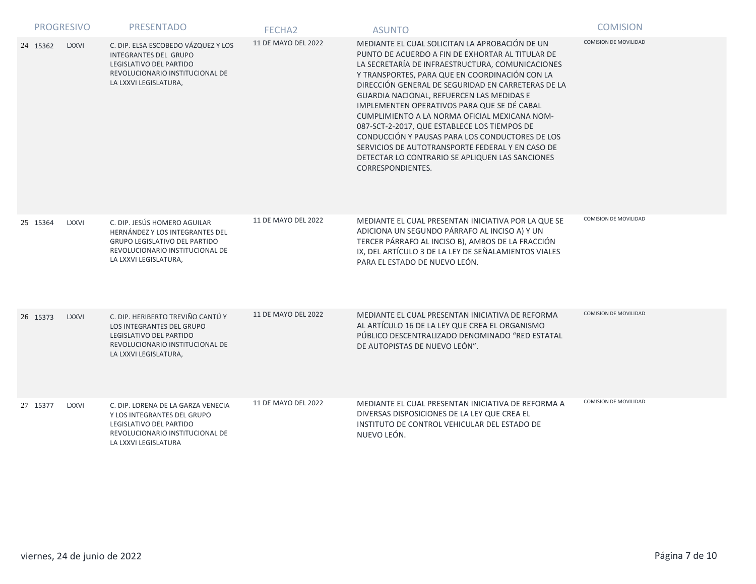| PROGRESIVO | | PRESENTADO | FECHA2 | ASUNTO | COMISION |
|---|---|---|---|---|---|
| 24 15362 | LXXVI | C. DIP. ELSA ESCOBEDO VÁZQUEZ Y LOS INTEGRANTES DEL GRUPO LEGISLATIVO DEL PARTIDO REVOLUCIONARIO INSTITUCIONAL DE LA LXXVI LEGISLATURA, | 11 DE MAYO DEL 2022 | MEDIANTE EL CUAL SOLICITAN LA APROBACIÓN DE UN PUNTO DE ACUERDO A FIN DE EXHORTAR AL TITULAR DE LA SECRETARÍA DE INFRAESTRUCTURA, COMUNICACIONES Y TRANSPORTES, PARA QUE EN COORDINACIÓN CON LA DIRECCIÓN GENERAL DE SEGURIDAD EN CARRETERAS DE LA GUARDIA NACIONAL, REFUERCEN LAS MEDIDAS E IMPLEMENTEN OPERATIVOS PARA QUE SE DÉ CABAL CUMPLIMIENTO A LA NORMA OFICIAL MEXICANA NOM-087-SCT-2-2017, QUE ESTABLECE LOS TIEMPOS DE CONDUCCIÓN Y PAUSAS PARA LOS CONDUCTORES DE LOS SERVICIOS DE AUTOTRANSPORTE FEDERAL Y EN CASO DE DETECTAR LO CONTRARIO SE APLIQUEN LAS SANCIONES CORRESPONDIENTES. | COMISION DE MOVILIDAD |
| 25 15364 | LXXVI | C. DIP. JESÚS HOMERO AGUILAR HERNÁNDEZ Y LOS INTEGRANTES DEL GRUPO LEGISLATIVO DEL PARTIDO REVOLUCIONARIO INSTITUCIONAL DE LA LXXVI LEGISLATURA, | 11 DE MAYO DEL 2022 | MEDIANTE EL CUAL PRESENTAN INICIATIVA POR LA QUE SE ADICIONA UN SEGUNDO PÁRRAFO AL INCISO A) Y UN TERCER PÁRRAFO AL INCISO B), AMBOS DE LA FRACCIÓN IX, DEL ARTÍCULO 3 DE LA LEY DE SEÑALAMIENTOS VIALES PARA EL ESTADO DE NUEVO LEÓN. | COMISION DE MOVILIDAD |
| 26 15373 | LXXVI | C. DIP. HERIBERTO TREVIÑO CANTÚ Y LOS INTEGRANTES DEL GRUPO LEGISLATIVO DEL PARTIDO REVOLUCIONARIO INSTITUCIONAL DE LA LXXVI LEGISLATURA, | 11 DE MAYO DEL 2022 | MEDIANTE EL CUAL PRESENTAN INICIATIVA DE REFORMA AL ARTÍCULO 16 DE LA LEY QUE CREA EL ORGANISMO PÚBLICO DESCENTRALIZADO DENOMINADO "RED ESTATAL DE AUTOPISTAS DE NUEVO LEÓN". | COMISION DE MOVILIDAD |
| 27 15377 | LXXVI | C. DIP. LORENA DE LA GARZA VENECIA Y LOS INTEGRANTES DEL GRUPO LEGISLATIVO DEL PARTIDO REVOLUCIONARIO INSTITUCIONAL DE LA LXXVI LEGISLATURA | 11 DE MAYO DEL 2022 | MEDIANTE EL CUAL PRESENTAN INICIATIVA DE REFORMA A DIVERSAS DISPOSICIONES DE LA LEY QUE CREA EL INSTITUTO DE CONTROL VEHICULAR DEL ESTADO DE NUEVO LEÓN. | COMISION DE MOVILIDAD |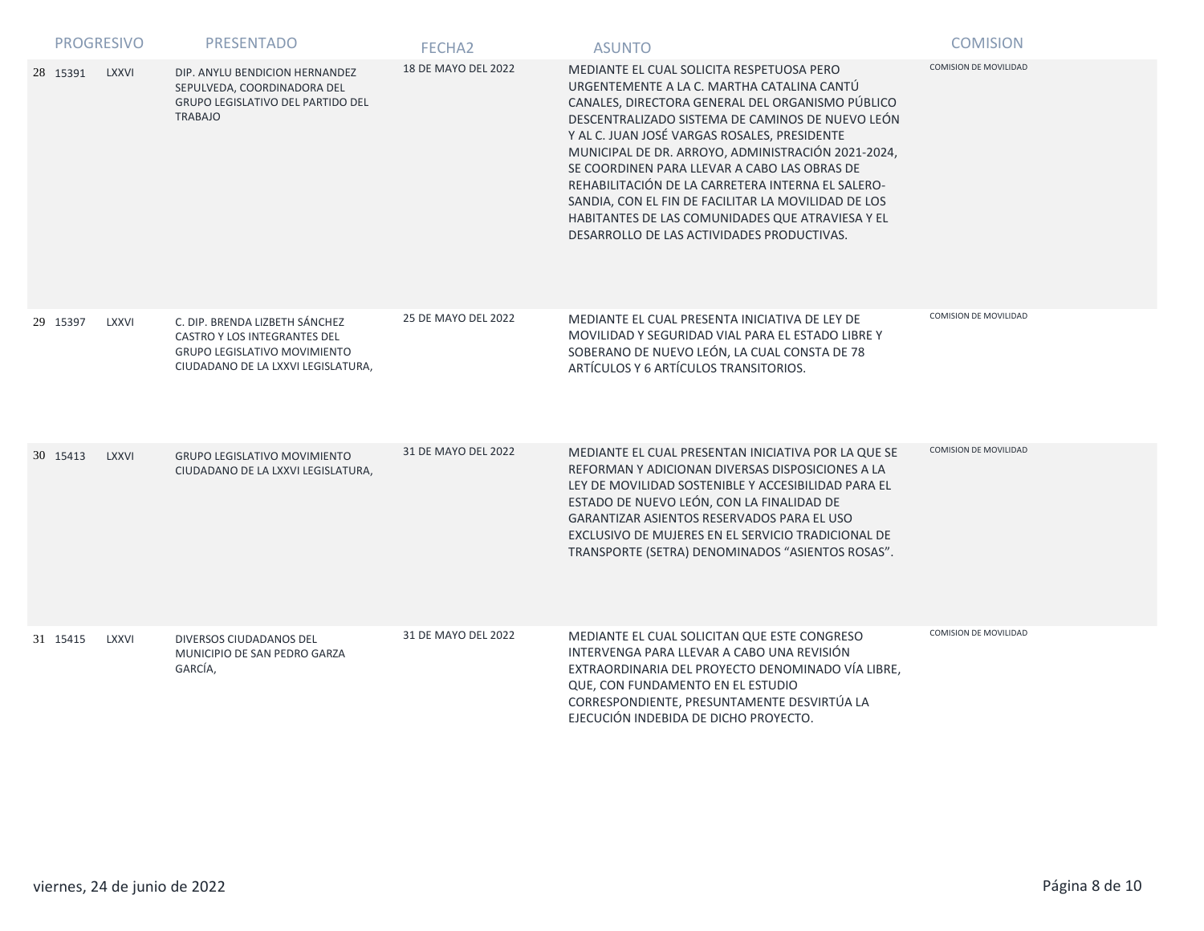| PROGRESIVO | | | PRESENTADO | FECHA2 | ASUNTO | COMISION |
|---|---|---|---|---|---|---|
| 28 | 15391 | LXXVI | DIP. ANYLU BENDICION HERNANDEZ SEPULVEDA, COORDINADORA DEL GRUPO LEGISLATIVO DEL PARTIDO DEL TRABAJO | 18 DE MAYO DEL 2022 | MEDIANTE EL CUAL SOLICITA RESPETUOSA PERO URGENTEMENTE A LA C. MARTHA CATALINA CANTÚ CANALES, DIRECTORA GENERAL DEL ORGANISMO PÚBLICO DESCENTRALIZADO SISTEMA DE CAMINOS DE NUEVO LEÓN Y AL C. JUAN JOSÉ VARGAS ROSALES, PRESIDENTE MUNICIPAL DE DR. ARROYO, ADMINISTRACIÓN 2021-2024, SE COORDINEN PARA LLEVAR A CABO LAS OBRAS DE REHABILITACIÓN DE LA CARRETERA INTERNA EL SALERO-SANDIA, CON EL FIN DE FACILITAR LA MOVILIDAD DE LOS HABITANTES DE LAS COMUNIDADES QUE ATRAVIESA Y EL DESARROLLO DE LAS ACTIVIDADES PRODUCTIVAS. | COMISION DE MOVILIDAD |
| 29 | 15397 | LXXVI | C. DIP. BRENDA LIZBETH SÁNCHEZ CASTRO Y LOS INTEGRANTES DEL GRUPO LEGISLATIVO MOVIMIENTO CIUDADANO DE LA LXXVI LEGISLATURA, | 25 DE MAYO DEL 2022 | MEDIANTE EL CUAL PRESENTA INICIATIVA DE LEY DE MOVILIDAD Y SEGURIDAD VIAL PARA EL ESTADO LIBRE Y SOBERANO DE NUEVO LEÓN, LA CUAL CONSTA DE 78 ARTÍCULOS Y 6 ARTÍCULOS TRANSITORIOS. | COMISION DE MOVILIDAD |
| 30 | 15413 | LXXVI | GRUPO LEGISLATIVO MOVIMIENTO CIUDADANO DE LA LXXVI LEGISLATURA, | 31 DE MAYO DEL 2022 | MEDIANTE EL CUAL PRESENTAN INICIATIVA POR LA QUE SE REFORMAN Y ADICIONAN DIVERSAS DISPOSICIONES A LA LEY DE MOVILIDAD SOSTENIBLE Y ACCESIBILIDAD PARA EL ESTADO DE NUEVO LEÓN, CON LA FINALIDAD DE GARANTIZAR ASIENTOS RESERVADOS PARA EL USO EXCLUSIVO DE MUJERES EN EL SERVICIO TRADICIONAL DE TRANSPORTE (SETRA) DENOMINADOS "ASIENTOS ROSAS". | COMISION DE MOVILIDAD |
| 31 | 15415 | LXXVI | DIVERSOS CIUDADANOS DEL MUNICIPIO DE SAN PEDRO GARZA GARCÍA, | 31 DE MAYO DEL 2022 | MEDIANTE EL CUAL SOLICITAN QUE ESTE CONGRESO INTERVENGA PARA LLEVAR A CABO UNA REVISIÓN EXTRAORDINARIA DEL PROYECTO DENOMINADO VÍA LIBRE, QUE, CON FUNDAMENTO EN EL ESTUDIO CORRESPONDIENTE, PRESUNTAMENTE DESVIRTÚA LA EJECUCIÓN INDEBIDA DE DICHO PROYECTO. | COMISION DE MOVILIDAD |

viernes, 24 de junio de 2022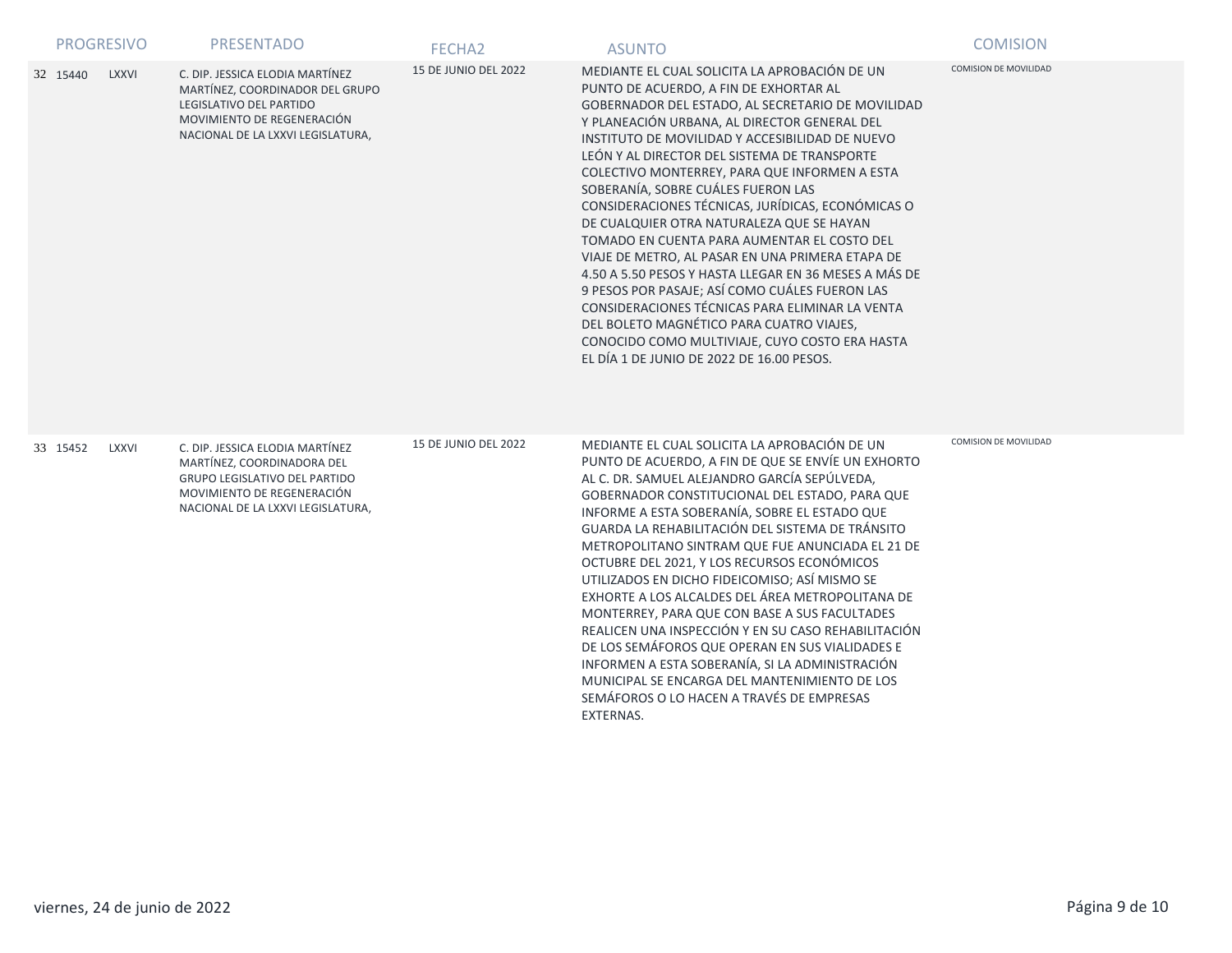| PROGRESIVO | | | PRESENTADO | FECHA2 | ASUNTO | COMISION |
|---|---|---|---|---|---|---|
| 32 | 15440 | LXXVI | C. DIP. JESSICA ELODIA MARTÍNEZ MARTÍNEZ, COORDINADOR DEL GRUPO LEGISLATIVO DEL PARTIDO MOVIMIENTO DE REGENERACIÓN NACIONAL DE LA LXXVI LEGISLATURA, | 15 DE JUNIO DEL 2022 | MEDIANTE EL CUAL SOLICITA LA APROBACIÓN DE UN PUNTO DE ACUERDO, A FIN DE EXHORTAR AL GOBERNADOR DEL ESTADO, AL SECRETARIO DE MOVILIDAD Y PLANEACIÓN URBANA, AL DIRECTOR GENERAL DEL INSTITUTO DE MOVILIDAD Y ACCESIBILIDAD DE NUEVO LEÓN Y AL DIRECTOR DEL SISTEMA DE TRANSPORTE COLECTIVO MONTERREY, PARA QUE INFORMEN A ESTA SOBERANÍA, SOBRE CUÁLES FUERON LAS CONSIDERACIONES TÉCNICAS, JURÍDICAS, ECONÓMICAS O DE CUALQUIER OTRA NATURALEZA QUE SE HAYAN TOMADO EN CUENTA PARA AUMENTAR EL COSTO DEL VIAJE DE METRO, AL PASAR EN UNA PRIMERA ETAPA DE 4.50 A 5.50 PESOS Y HASTA LLEGAR EN 36 MESES A MÁS DE 9 PESOS POR PASAJE; ASÍ COMO CUÁLES FUERON LAS CONSIDERACIONES TÉCNICAS PARA ELIMINAR LA VENTA DEL BOLETO MAGNÉTICO PARA CUATRO VIAJES, CONOCIDO COMO MULTIVIAJE, CUYO COSTO ERA HASTA EL DÍA 1 DE JUNIO DE 2022 DE 16.00 PESOS. | COMISION DE MOVILIDAD |
| 33 | 15452 | LXXVI | C. DIP. JESSICA ELODIA MARTÍNEZ MARTÍNEZ, COORDINADORA DEL GRUPO LEGISLATIVO DEL PARTIDO MOVIMIENTO DE REGENERACIÓN NACIONAL DE LA LXXVI LEGISLATURA, | 15 DE JUNIO DEL 2022 | MEDIANTE EL CUAL SOLICITA LA APROBACIÓN DE UN PUNTO DE ACUERDO, A FIN DE QUE SE ENVÍE UN EXHORTO AL C. DR. SAMUEL ALEJANDRO GARCÍA SEPÚLVEDA, GOBERNADOR CONSTITUCIONAL DEL ESTADO, PARA QUE INFORME A ESTA SOBERANÍA, SOBRE EL ESTADO QUE GUARDA LA REHABILITACIÓN DEL SISTEMA DE TRÁNSITO METROPOLITANO SINTRAM QUE FUE ANUNCIADA EL 21 DE OCTUBRE DEL 2021, Y LOS RECURSOS ECONÓMICOS UTILIZADOS EN DICHO FIDEICOMISO; ASÍ MISMO SE EXHORTE A LOS ALCALDES DEL ÁREA METROPOLITANA DE MONTERREY, PARA QUE CON BASE A SUS FACULTADES REALICEN UNA INSPECCIÓN Y EN SU CASO REHABILITACIÓN DE LOS SEMÁFOROS QUE OPERAN EN SUS VIALIDADES E INFORMEN A ESTA SOBERANÍA, SI LA ADMINISTRACIÓN MUNICIPAL SE ENCARGA DEL MANTENIMIENTO DE LOS SEMÁFOROS O LO HACEN A TRAVÉS DE EMPRESAS EXTERNAS. | COMISION DE MOVILIDAD |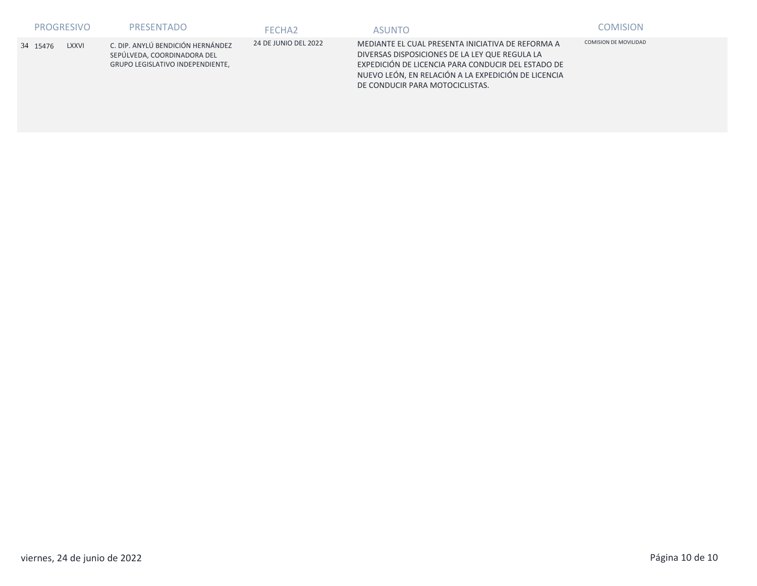| PROGRESIVO | | | PRESENTADO | FECHA2 | ASUNTO | COMISION |
|---|---|---|---|---|---|---|
| 34 | 15476 | LXXVI | C. DIP. ANYLÚ BENDICIÓN HERNÁNDEZ SEPÚLVEDA, COORDINADORA DEL GRUPO LEGISLATIVO INDEPENDIENTE, | 24 DE JUNIO DEL 2022 | MEDIANTE EL CUAL PRESENTA INICIATIVA DE REFORMA A DIVERSAS DISPOSICIONES DE LA LEY QUE REGULA LA EXPEDICIÓN DE LICENCIA PARA CONDUCIR DEL ESTADO DE NUEVO LEÓN, EN RELACIÓN A LA EXPEDICIÓN DE LICENCIA DE CONDUCIR PARA MOTOCICLISTAS. | COMISION DE MOVILIDAD |